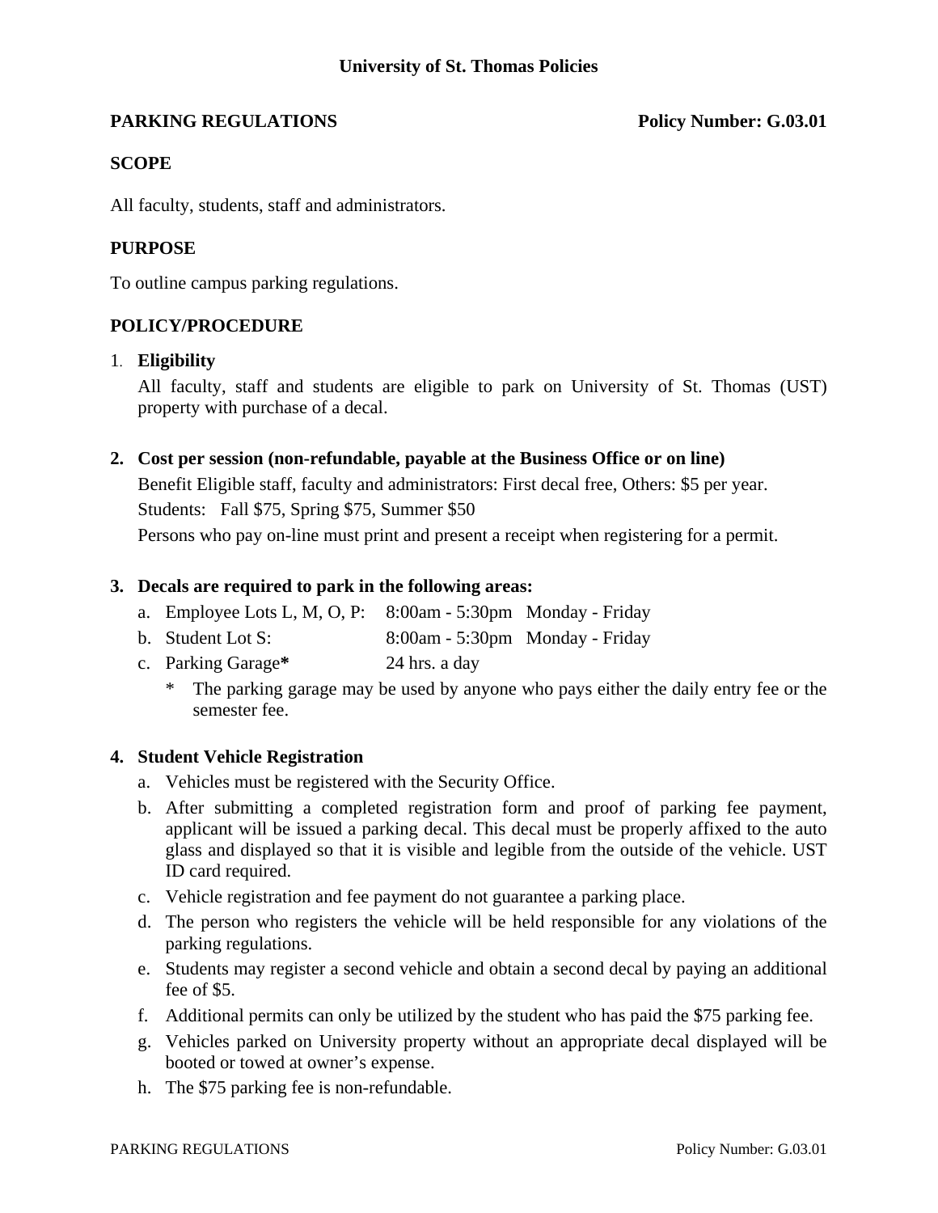**University of St. Thomas Policies**

**PARKING REGULATIONS** **Policy Number: G.03.01**

## SCOPE

All faculty, students, staff and administrators.

## PURPOSE

To outline campus parking regulations.

## POLICY/PROCEDURE

1. **Eligibility**

   All faculty, staff and students are eligible to park on University of St. Thomas (UST) property with purchase of a decal.

2. **Cost per session (non-refundable, payable at the Business Office or on line)**

   Benefit Eligible staff, faculty and administrators: First decal free, Others: $5 per year.

   Students: Fall $75, Spring $75, Summer $50

   Persons who pay on-line must print and present a receipt when registering for a permit.

3. **Decals are required to park in the following areas:**

   a. Employee Lots L, M, O, P: 8:00am - 5:30pm Monday - Friday
   
   b. Student Lot S: 8:00am - 5:30pm Monday - Friday
   
   c. Parking Garage**\*** 24 hrs. a day
   
   \* The parking garage may be used by anyone who pays either the daily entry fee or the semester fee.

4. **Student Vehicle Registration**

   a. Vehicles must be registered with the Security Office.
   
   b. After submitting a completed registration form and proof of parking fee payment, applicant will be issued a parking decal. This decal must be properly affixed to the auto glass and displayed so that it is visible and legible from the outside of the vehicle. UST ID card required.
   
   c. Vehicle registration and fee payment do not guarantee a parking place.
   
   d. The person who registers the vehicle will be held responsible for any violations of the parking regulations.
   
   e. Students may register a second vehicle and obtain a second decal by paying an additional fee of $5.
   
   f. Additional permits can only be utilized by the student who has paid the $75 parking fee.
   
   g. Vehicles parked on University property without an appropriate decal displayed will be booted or towed at owner's expense.
   
   h. The $75 parking fee is non-refundable.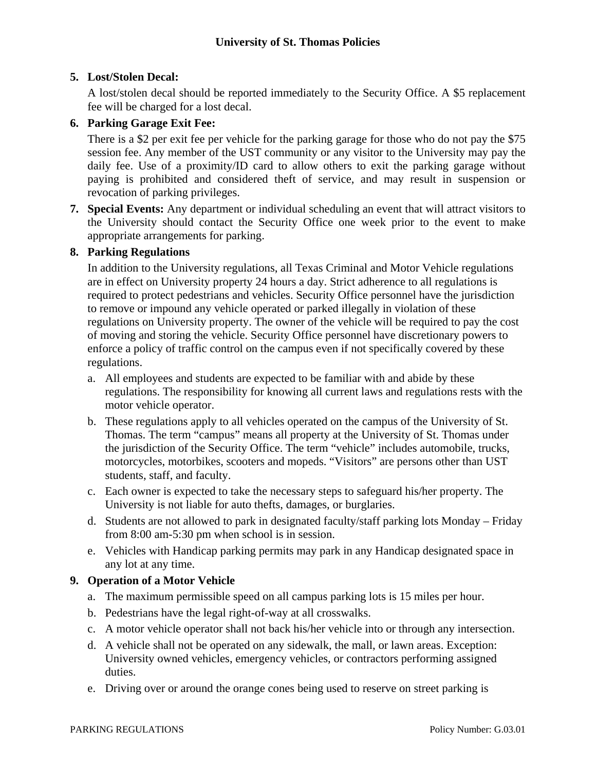5. **Lost/Stolen Decal:**

   A lost/stolen decal should be reported immediately to the Security Office. A $5 replacement fee will be charged for a lost decal.

6. **Parking Garage Exit Fee:**

   There is a $2 per exit fee per vehicle for the parking garage for those who do not pay the $75 session fee. Any member of the UST community or any visitor to the University may pay the daily fee. Use of a proximity/ID card to allow others to exit the parking garage without paying is prohibited and considered theft of service, and may result in suspension or revocation of parking privileges.

7. **Special Events:** Any department or individual scheduling an event that will attract visitors to the University should contact the Security Office one week prior to the event to make appropriate arrangements for parking.

8. **Parking Regulations**

   In addition to the University regulations, all Texas Criminal and Motor Vehicle regulations are in effect on University property 24 hours a day. Strict adherence to all regulations is required to protect pedestrians and vehicles. Security Office personnel have the jurisdiction to remove or impound any vehicle operated or parked illegally in violation of these regulations on University property. The owner of the vehicle will be required to pay the cost of moving and storing the vehicle. Security Office personnel have discretionary powers to enforce a policy of traffic control on the campus even if not specifically covered by these regulations.

   a. All employees and students are expected to be familiar with and abide by these regulations. The responsibility for knowing all current laws and regulations rests with the motor vehicle operator.
   b. These regulations apply to all vehicles operated on the campus of the University of St. Thomas. The term "campus" means all property at the University of St. Thomas under the jurisdiction of the Security Office. The term "vehicle" includes automobile, trucks, motorcycles, motorbikes, scooters and mopeds. "Visitors" are persons other than UST students, staff, and faculty.
   c. Each owner is expected to take the necessary steps to safeguard his/her property. The University is not liable for auto thefts, damages, or burglaries.
   d. Students are not allowed to park in designated faculty/staff parking lots Monday – Friday from 8:00 am-5:30 pm when school is in session.
   e. Vehicles with Handicap parking permits may park in any Handicap designated space in any lot at any time.

9. **Operation of a Motor Vehicle**

   a. The maximum permissible speed on all campus parking lots is 15 miles per hour.
   b. Pedestrians have the legal right-of-way at all crosswalks.
   c. A motor vehicle operator shall not back his/her vehicle into or through any intersection.
   d. A vehicle shall not be operated on any sidewalk, the mall, or lawn areas. Exception: University owned vehicles, emergency vehicles, or contractors performing assigned duties.
   e. Driving over or around the orange cones being used to reserve on street parking is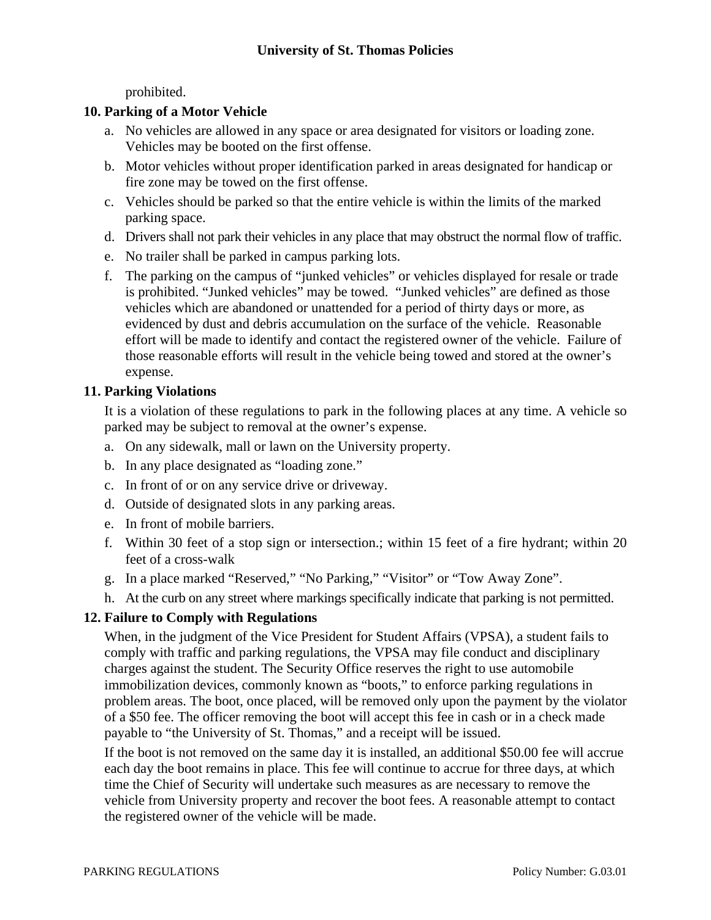prohibited.

**10. Parking of a Motor Vehicle**

a. No vehicles are allowed in any space or area designated for visitors or loading zone. Vehicles may be booted on the first offense.

b. Motor vehicles without proper identification parked in areas designated for handicap or fire zone may be towed on the first offense.

c. Vehicles should be parked so that the entire vehicle is within the limits of the marked parking space.

d. Drivers shall not park their vehicles in any place that may obstruct the normal flow of traffic.

e. No trailer shall be parked in campus parking lots.

f. The parking on the campus of "junked vehicles" or vehicles displayed for resale or trade is prohibited. "Junked vehicles" may be towed. "Junked vehicles" are defined as those vehicles which are abandoned or unattended for a period of thirty days or more, as evidenced by dust and debris accumulation on the surface of the vehicle. Reasonable effort will be made to identify and contact the registered owner of the vehicle. Failure of those reasonable efforts will result in the vehicle being towed and stored at the owner's expense.

**11. Parking Violations**

It is a violation of these regulations to park in the following places at any time. A vehicle so parked may be subject to removal at the owner's expense.

a. On any sidewalk, mall or lawn on the University property.

b. In any place designated as "loading zone."

c. In front of or on any service drive or driveway.

d. Outside of designated slots in any parking areas.

e. In front of mobile barriers.

f. Within 30 feet of a stop sign or intersection.; within 15 feet of a fire hydrant; within 20 feet of a cross-walk

g. In a place marked "Reserved," "No Parking," "Visitor" or "Tow Away Zone".

h. At the curb on any street where markings specifically indicate that parking is not permitted.

**12. Failure to Comply with Regulations**

When, in the judgment of the Vice President for Student Affairs (VPSA), a student fails to comply with traffic and parking regulations, the VPSA may file conduct and disciplinary charges against the student. The Security Office reserves the right to use automobile immobilization devices, commonly known as "boots," to enforce parking regulations in problem areas. The boot, once placed, will be removed only upon the payment by the violator of a $50 fee. The officer removing the boot will accept this fee in cash or in a check made payable to "the University of St. Thomas," and a receipt will be issued.

If the boot is not removed on the same day it is installed, an additional $50.00 fee will accrue each day the boot remains in place. This fee will continue to accrue for three days, at which time the Chief of Security will undertake such measures as are necessary to remove the vehicle from University property and recover the boot fees. A reasonable attempt to contact the registered owner of the vehicle will be made.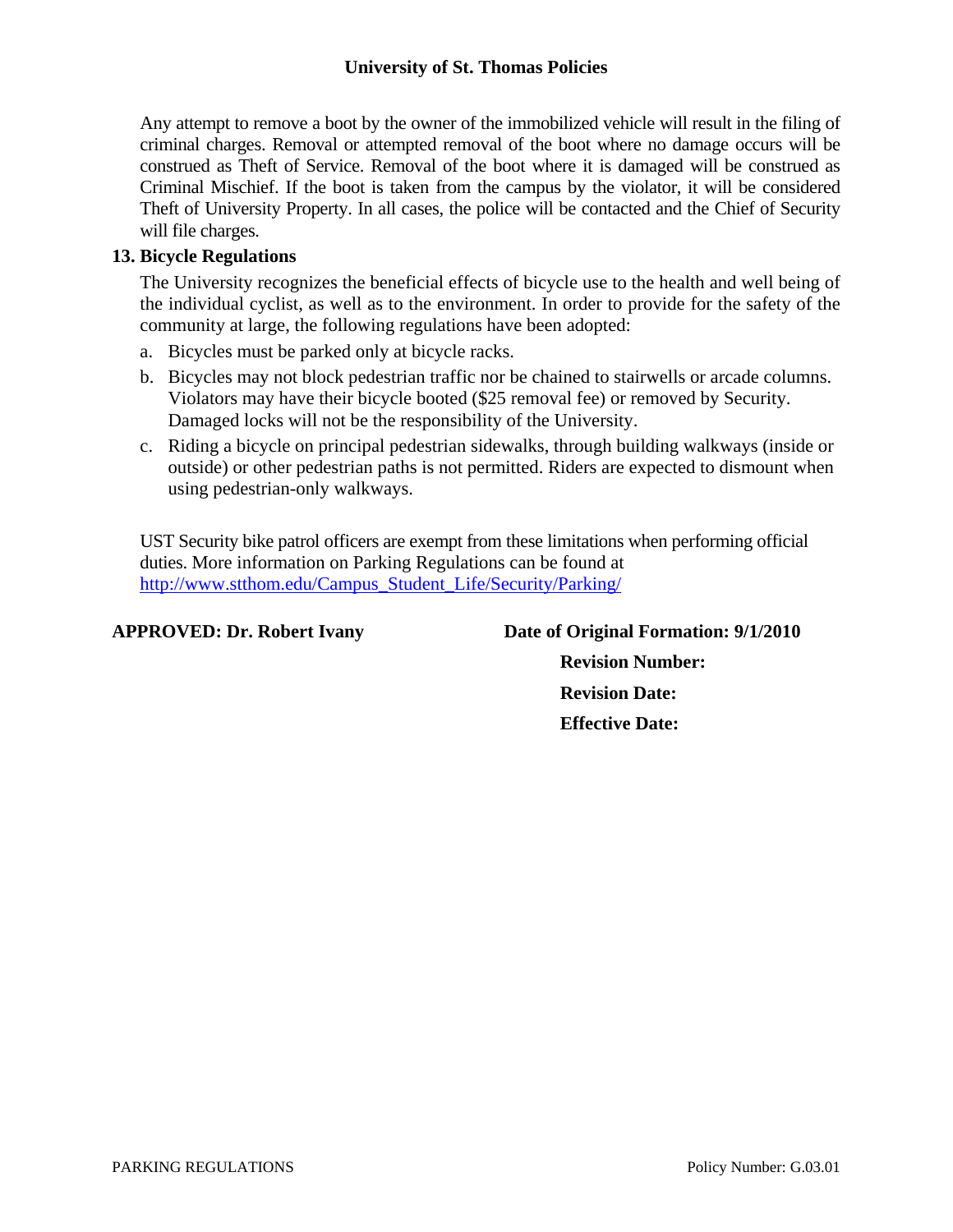Any attempt to remove a boot by the owner of the immobilized vehicle will result in the filing of criminal charges. Removal or attempted removal of the boot where no damage occurs will be construed as Theft of Service. Removal of the boot where it is damaged will be construed as Criminal Mischief. If the boot is taken from the campus by the violator, it will be considered Theft of University Property. In all cases, the police will be contacted and the Chief of Security will file charges.

### 13. Bicycle Regulations

The University recognizes the beneficial effects of bicycle use to the health and well being of the individual cyclist, as well as to the environment. In order to provide for the safety of the community at large, the following regulations have been adopted:

a. Bicycles must be parked only at bicycle racks.

b. Bicycles may not block pedestrian traffic nor be chained to stairwells or arcade columns. Violators may have their bicycle booted ($25 removal fee) or removed by Security. Damaged locks will not be the responsibility of the University.

c. Riding a bicycle on principal pedestrian sidewalks, through building walkways (inside or outside) or other pedestrian paths is not permitted. Riders are expected to dismount when using pedestrian-only walkways.

UST Security bike patrol officers are exempt from these limitations when performing official duties. More information on Parking Regulations can be found at [http://www.stthom.edu/Campus_Student_Life/Security/Parking/](http://www.stthom.edu/Campus_Student_Life/Security/Parking/)

**APPROVED: Dr. Robert Ivany**

**Date of Original Formation: 9/1/2010**

**Revision Number:**

**Revision Date:**

**Effective Date:**